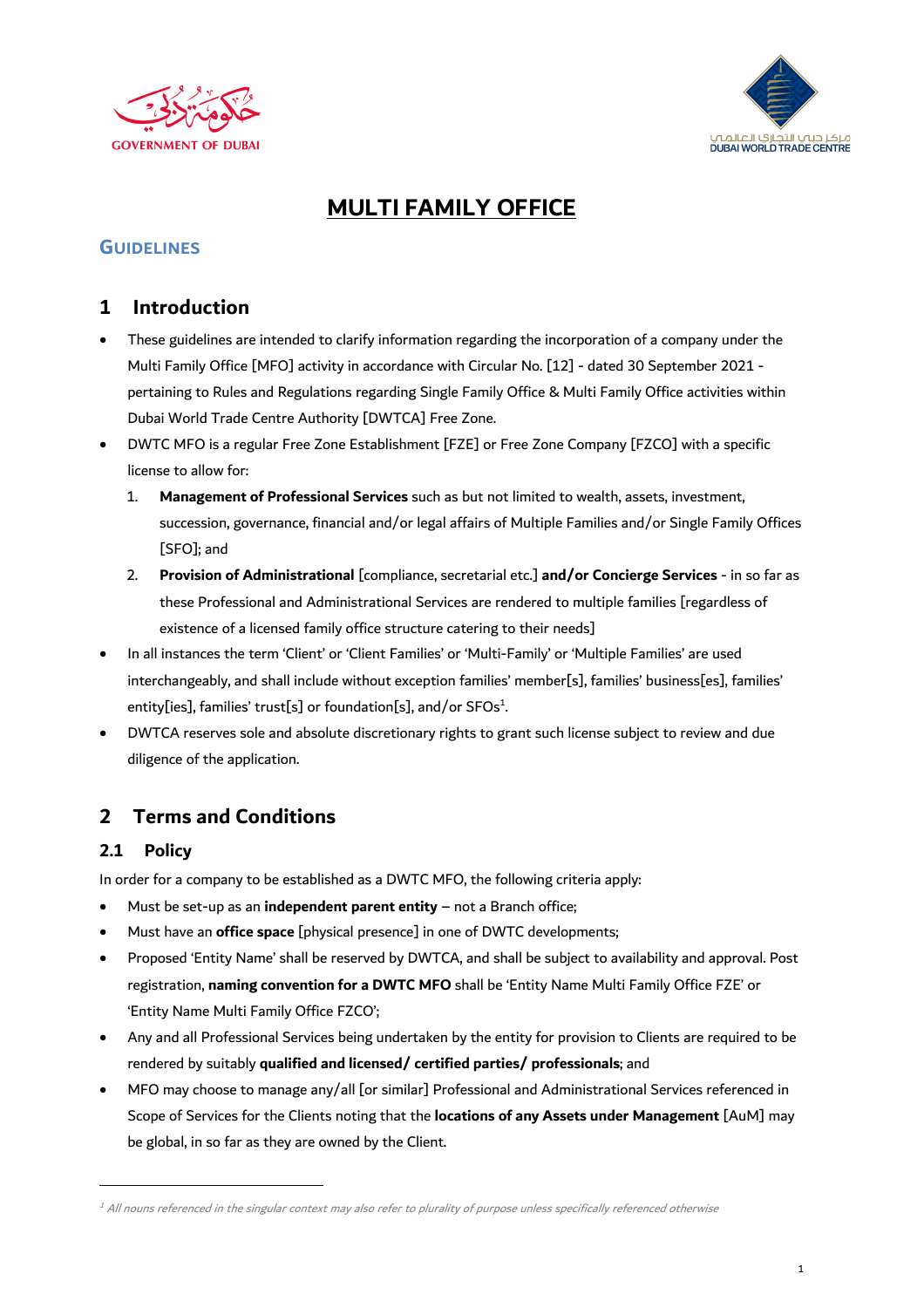# MULTI FAMILY OFFICE

## GUIDELINES

## 1 Introduction

- These guidelines are intended to clarify information regarding the incorporation of a company under the Multi Family Office [MFO] activity in accordance with Circular No. [12] - dated 30 September 2021 - pertaining to Rules and Regulations regarding Single Family Office & Multi Family Office activities within Dubai World Trade Centre Authority [DWTCA] Free Zone.
- DWTC MFO is a regular Free Zone Establishment [FZE] or Free Zone Company [FZCO] with a specific license to allow for:
  1. **Management of Professional Services** such as but not limited to wealth, assets, investment, succession, governance, financial and/or legal affairs of Multiple Families and/or Single Family Offices [SFO]; and
  2. **Provision of Administrational** [compliance, secretarial etc.] **and/or Concierge Services** - in so far as these Professional and Administrational Services are rendered to multiple families [regardless of existence of a licensed family office structure catering to their needs]
- In all instances the term 'Client' or 'Client Families' or 'Multi-Family' or 'Multiple Families' are used interchangeably, and shall include without exception families' member[s], families' business[es], families' entity[ies], families' trust[s] or foundation[s], and/or SFOs[1].
- DWTCA reserves sole and absolute discretionary rights to grant such license subject to review and due diligence of the application.

## 2 Terms and Conditions

### 2.1 Policy

In order for a company to be established as a DWTC MFO, the following criteria apply:

- Must be set-up as an **independent parent entity** – not a Branch office;
- Must have an **office space** [physical presence] in one of DWTC developments;
- Proposed 'Entity Name' shall be reserved by DWTCA, and shall be subject to availability and approval. Post registration, **naming convention for a DWTC MFO** shall be 'Entity Name Multi Family Office FZE' or 'Entity Name Multi Family Office FZCO';
- Any and all Professional Services being undertaken by the entity for provision to Clients are required to be rendered by suitably **qualified and licensed/ certified parties/ professionals**; and
- MFO may choose to manage any/all [or similar] Professional and Administrational Services referenced in Scope of Services for the Clients noting that the **locations of any Assets under Management** [AuM] may be global, in so far as they are owned by the Client.

---

[1] *All nouns referenced in the singular context may also refer to plurality of purpose unless specifically referenced otherwise*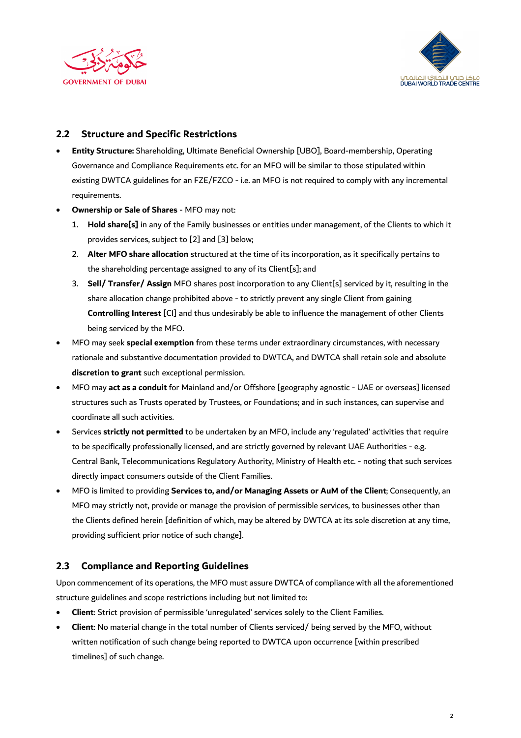## 2.2 Structure and Specific Restrictions

- **Entity Structure:** Shareholding, Ultimate Beneficial Ownership [UBO], Board-membership, Operating Governance and Compliance Requirements etc. for an MFO will be similar to those stipulated within existing DWTCA guidelines for an FZE/FZCO - i.e. an MFO is not required to comply with any incremental requirements.
- **Ownership or Sale of Shares** - MFO may not:
  1. **Hold share[s]** in any of the Family businesses or entities under management, of the Clients to which it provides services, subject to [2] and [3] below;
  2. **Alter MFO share allocation** structured at the time of its incorporation, as it specifically pertains to the shareholding percentage assigned to any of its Client[s]; and
  3. **Sell/ Transfer/ Assign** MFO shares post incorporation to any Client[s] serviced by it, resulting in the share allocation change prohibited above - to strictly prevent any single Client from gaining **Controlling Interest** [CI] and thus undesirably be able to influence the management of other Clients being serviced by the MFO.
- MFO may seek **special exemption** from these terms under extraordinary circumstances, with necessary rationale and substantive documentation provided to DWTCA, and DWTCA shall retain sole and absolute **discretion to grant** such exceptional permission.
- MFO may **act as a conduit** for Mainland and/or Offshore [geography agnostic - UAE or overseas] licensed structures such as Trusts operated by Trustees, or Foundations; and in such instances, can supervise and coordinate all such activities.
- Services **strictly not permitted** to be undertaken by an MFO, include any 'regulated' activities that require to be specifically professionally licensed, and are strictly governed by relevant UAE Authorities - e.g. Central Bank, Telecommunications Regulatory Authority, Ministry of Health etc. - noting that such services directly impact consumers outside of the Client Families.
- MFO is limited to providing **Services to, and/or Managing Assets or AuM of the Client**; Consequently, an MFO may strictly not, provide or manage the provision of permissible services, to businesses other than the Clients defined herein [definition of which, may be altered by DWTCA at its sole discretion at any time, providing sufficient prior notice of such change].

## 2.3 Compliance and Reporting Guidelines

Upon commencement of its operations, the MFO must assure DWTCA of compliance with all the aforementioned structure guidelines and scope restrictions including but not limited to:

- **Client**: Strict provision of permissible 'unregulated' services solely to the Client Families.
- **Client**: No material change in the total number of Clients serviced/ being served by the MFO, without written notification of such change being reported to DWTCA upon occurrence [within prescribed timelines] of such change.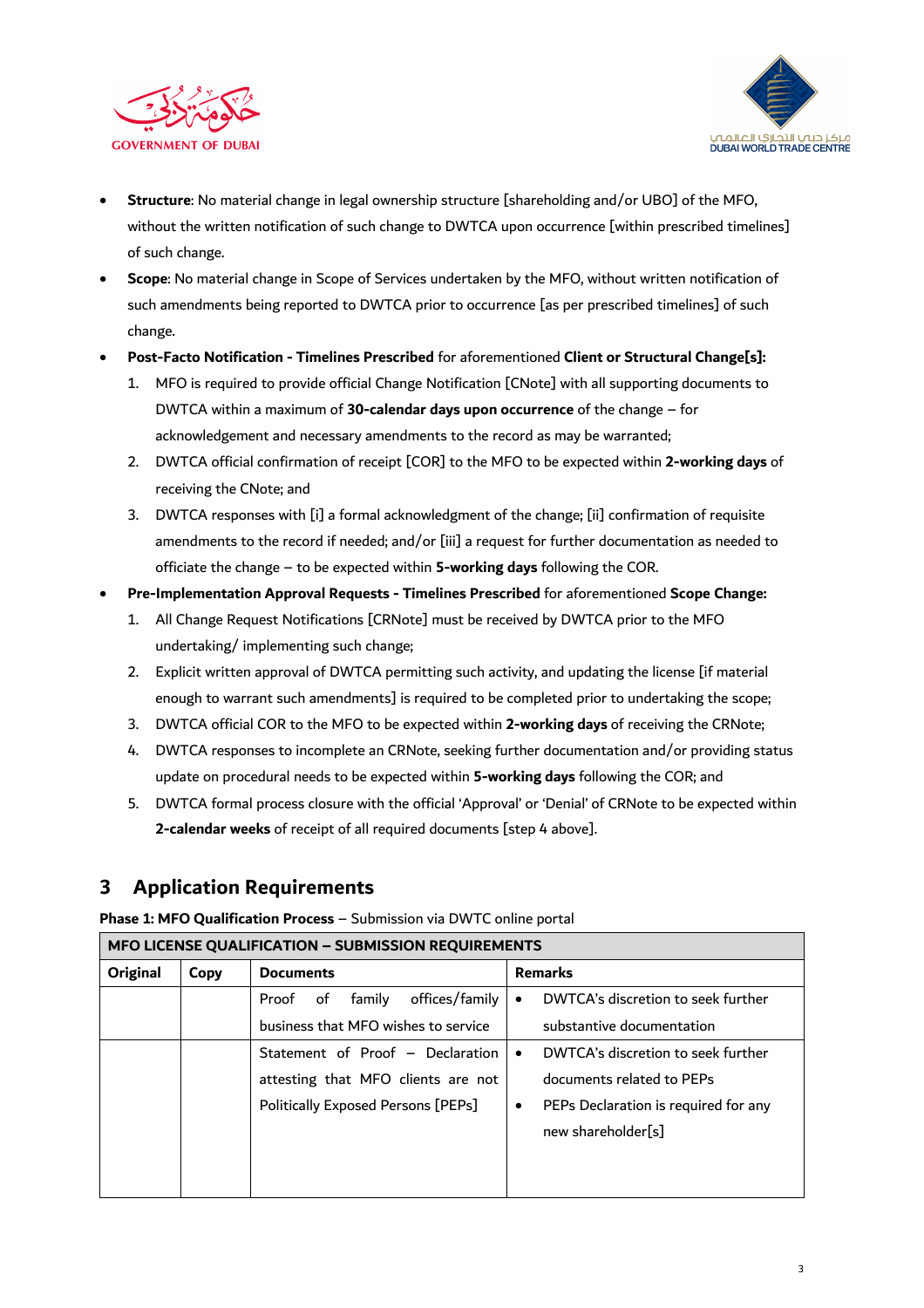- **Structure**: No material change in legal ownership structure [shareholding and/or UBO] of the MFO, without the written notification of such change to DWTCA upon occurrence [within prescribed timelines] of such change.
- **Scope**: No material change in Scope of Services undertaken by the MFO, without written notification of such amendments being reported to DWTCA prior to occurrence [as per prescribed timelines] of such change.
- **Post-Facto Notification - Timelines Prescribed** for aforementioned **Client or Structural Change[s]:**
  1. MFO is required to provide official Change Notification [CNote] with all supporting documents to DWTCA within a maximum of **30-calendar days upon occurrence** of the change – for acknowledgement and necessary amendments to the record as may be warranted;
  2. DWTCA official confirmation of receipt [COR] to the MFO to be expected within **2-working days** of receiving the CNote; and
  3. DWTCA responses with [i] a formal acknowledgment of the change; [ii] confirmation of requisite amendments to the record if needed; and/or [iii] a request for further documentation as needed to officiate the change – to be expected within **5-working days** following the COR.
- **Pre-Implementation Approval Requests - Timelines Prescribed** for aforementioned **Scope Change:**
  1. All Change Request Notifications [CRNote] must be received by DWTCA prior to the MFO undertaking/ implementing such change;
  2. Explicit written approval of DWTCA permitting such activity, and updating the license [if material enough to warrant such amendments] is required to be completed prior to undertaking the scope;
  3. DWTCA official COR to the MFO to be expected within **2-working days** of receiving the CRNote;
  4. DWTCA responses to incomplete an CRNote, seeking further documentation and/or providing status update on procedural needs to be expected within **5-working days** following the COR; and
  5. DWTCA formal process closure with the official 'Approval' or 'Denial' of CRNote to be expected within **2-calendar weeks** of receipt of all required documents [step 4 above].

## 3 Application Requirements

**Phase 1: MFO Qualification Process** – Submission via DWTC online portal

| **MFO LICENSE QUALIFICATION – SUBMISSION REQUIREMENTS** | | | |
|---|---|---|---|
| **Original** | **Copy** | **Documents** | **Remarks** |
| | | Proof of family offices/family business that MFO wishes to service | • DWTCA's discretion to seek further substantive documentation |
| | | Statement of Proof – Declaration attesting that MFO clients are not Politically Exposed Persons [PEPs] | • DWTCA's discretion to seek further documents related to PEPs<br>• PEPs Declaration is required for any new shareholder[s] |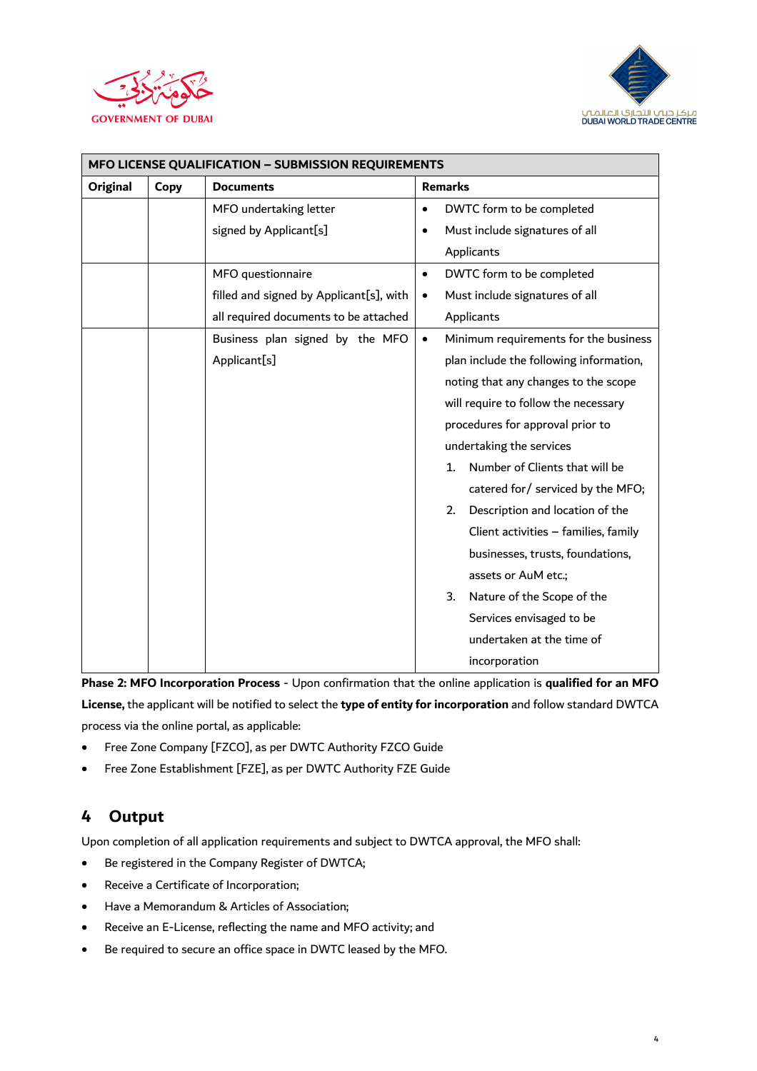| MFO LICENSE QUALIFICATION – SUBMISSION REQUIREMENTS | | | |
|---|---|---|---|
| **Original** | **Copy** | **Documents** | **Remarks** |
| | | MFO undertaking letter signed by Applicant[s] | • DWTC form to be completed<br>• Must include signatures of all Applicants |
| | | MFO questionnaire filled and signed by Applicant[s], with all required documents to be attached | • DWTC form to be completed<br>• Must include signatures of all Applicants |
| | | Business plan signed by the MFO Applicant[s] | • Minimum requirements for the business plan include the following information, noting that any changes to the scope will require to follow the necessary procedures for approval prior to undertaking the services<br>1. Number of Clients that will be catered for/ serviced by the MFO;<br>2. Description and location of the Client activities – families, family businesses, trusts, foundations, assets or AuM etc.;<br>3. Nature of the Scope of the Services envisaged to be undertaken at the time of incorporation |

**Phase 2: MFO Incorporation Process** - Upon confirmation that the online application is **qualified for an MFO License,** the applicant will be notified to select the **type of entity for incorporation** and follow standard DWTCA process via the online portal, as applicable:

- Free Zone Company [FZCO], as per DWTC Authority FZCO Guide
- Free Zone Establishment [FZE], as per DWTC Authority FZE Guide

## 4 Output

Upon completion of all application requirements and subject to DWTCA approval, the MFO shall:

- Be registered in the Company Register of DWTCA;
- Receive a Certificate of Incorporation;
- Have a Memorandum & Articles of Association;
- Receive an E-License, reflecting the name and MFO activity; and
- Be required to secure an office space in DWTC leased by the MFO.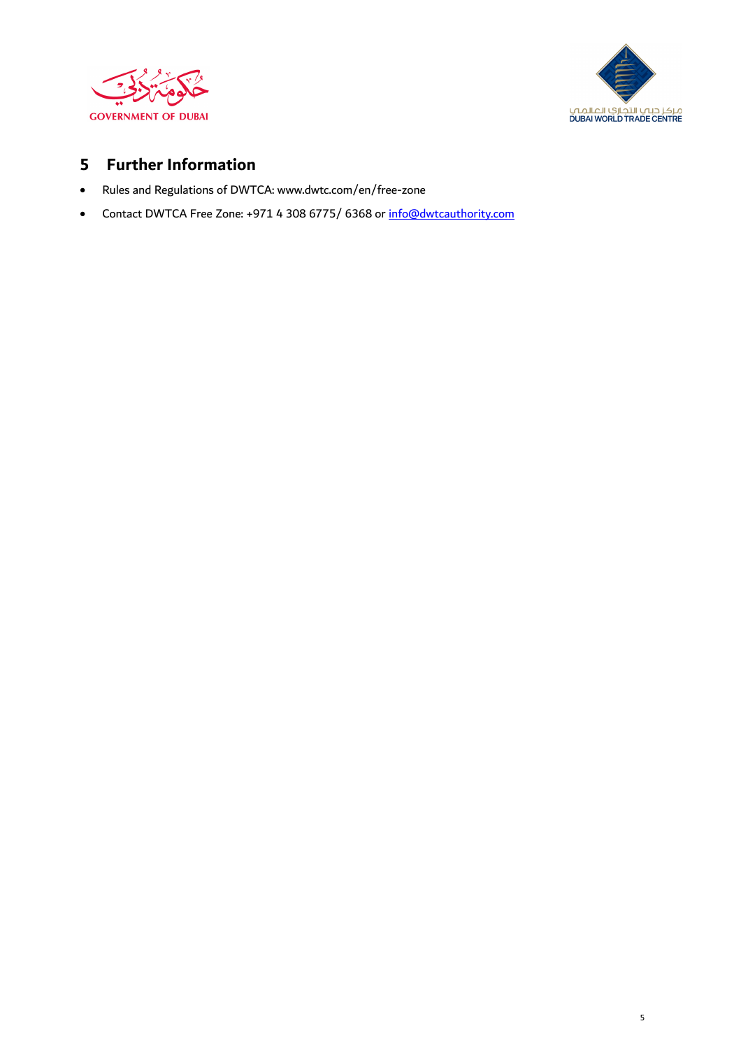## 5 Further Information

- Rules and Regulations of DWTCA: www.dwtc.com/en/free-zone
- Contact DWTCA Free Zone: +971 4 308 6775/ 6368 or info@dwtcauthority.com